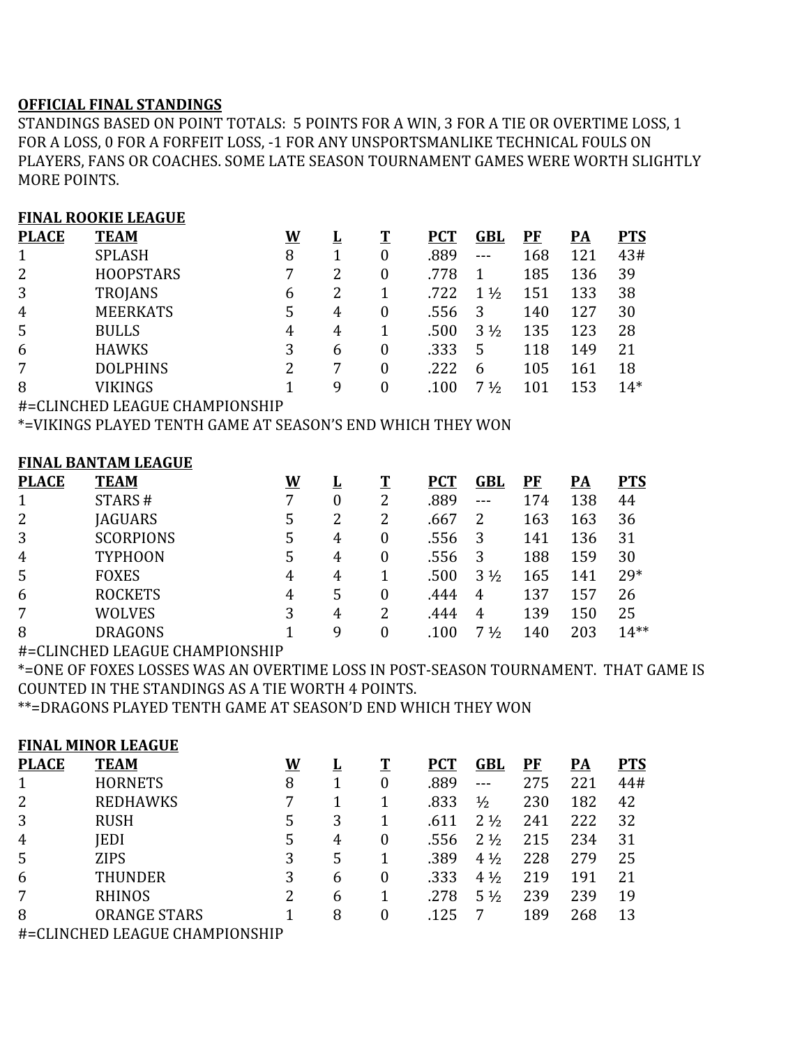**OFFICIAL FINAL STANDINGS**

STANDINGS BASED ON POINT TOTALS: 5 POINTS FOR A WIN, 3 FOR A TIE OR OVERTIME LOSS, 1 FOR A LOSS, 0 FOR A FORFEIT LOSS, -1 FOR ANY UNSPORTSMANLIKE TECHNICAL FOULS ON PLAYERS, FANS OR COACHES. SOME LATE SEASON TOURNAMENT GAMES WERE WORTH SLIGHTLY MORE POINTS.

**FINAL ROOKIE LEAGUE**

| PLACE | TEAM | W | L | T | PCT | GBL | PF | PA | PTS |
|---|---|---|---|---|---|---|---|---|---|
| 1 | SPLASH | 8 | 1 | 0 | .889 | --- | 168 | 121 | 43# |
| 2 | HOOPSTARS | 7 | 2 | 0 | .778 | 1 | 185 | 136 | 39 |
| 3 | TROJANS | 6 | 2 | 1 | .722 | 1 ½ | 151 | 133 | 38 |
| 4 | MEERKATS | 5 | 4 | 0 | .556 | 3 | 140 | 127 | 30 |
| 5 | BULLS | 4 | 4 | 1 | .500 | 3 ½ | 135 | 123 | 28 |
| 6 | HAWKS | 3 | 6 | 0 | .333 | 5 | 118 | 149 | 21 |
| 7 | DOLPHINS | 2 | 7 | 0 | .222 | 6 | 105 | 161 | 18 |
| 8 | VIKINGS | 1 | 9 | 0 | .100 | 7 ½ | 101 | 153 | 14* |

#=CLINCHED LEAGUE CHAMPIONSHIP

*=VIKINGS PLAYED TENTH GAME AT SEASON'S END WHICH THEY WON

**FINAL BANTAM LEAGUE**

| PLACE | TEAM | W | L | T | PCT | GBL | PF | PA | PTS |
|---|---|---|---|---|---|---|---|---|---|
| 1 | STARS # | 7 | 0 | 2 | .889 | --- | 174 | 138 | 44 |
| 2 | JAGUARS | 5 | 2 | 2 | .667 | 2 | 163 | 163 | 36 |
| 3 | SCORPIONS | 5 | 4 | 0 | .556 | 3 | 141 | 136 | 31 |
| 4 | TYPHOON | 5 | 4 | 0 | .556 | 3 | 188 | 159 | 30 |
| 5 | FOXES | 4 | 4 | 1 | .500 | 3 ½ | 165 | 141 | 29* |
| 6 | ROCKETS | 4 | 5 | 0 | .444 | 4 | 137 | 157 | 26 |
| 7 | WOLVES | 3 | 4 | 2 | .444 | 4 | 139 | 150 | 25 |
| 8 | DRAGONS | 1 | 9 | 0 | .100 | 7 ½ | 140 | 203 | 14** |

#=CLINCHED LEAGUE CHAMPIONSHIP

*=ONE OF FOXES LOSSES WAS AN OVERTIME LOSS IN POST-SEASON TOURNAMENT. THAT GAME IS COUNTED IN THE STANDINGS AS A TIE WORTH 4 POINTS.

**=DRAGONS PLAYED TENTH GAME AT SEASON'D END WHICH THEY WON

**FINAL MINOR LEAGUE**

| PLACE | TEAM | W | L | T | PCT | GBL | PF | PA | PTS |
|---|---|---|---|---|---|---|---|---|---|
| 1 | HORNETS | 8 | 1 | 0 | .889 | --- | 275 | 221 | 44# |
| 2 | REDHAWKS | 7 | 1 | 1 | .833 | ½ | 230 | 182 | 42 |
| 3 | RUSH | 5 | 3 | 1 | .611 | 2 ½ | 241 | 222 | 32 |
| 4 | JEDI | 5 | 4 | 0 | .556 | 2 ½ | 215 | 234 | 31 |
| 5 | ZIPS | 3 | 5 | 1 | .389 | 4 ½ | 228 | 279 | 25 |
| 6 | THUNDER | 3 | 6 | 0 | .333 | 4 ½ | 219 | 191 | 21 |
| 7 | RHINOS | 2 | 6 | 1 | .278 | 5 ½ | 239 | 239 | 19 |
| 8 | ORANGE STARS | 1 | 8 | 0 | .125 | 7 | 189 | 268 | 13 |

#=CLINCHED LEAGUE CHAMPIONSHIP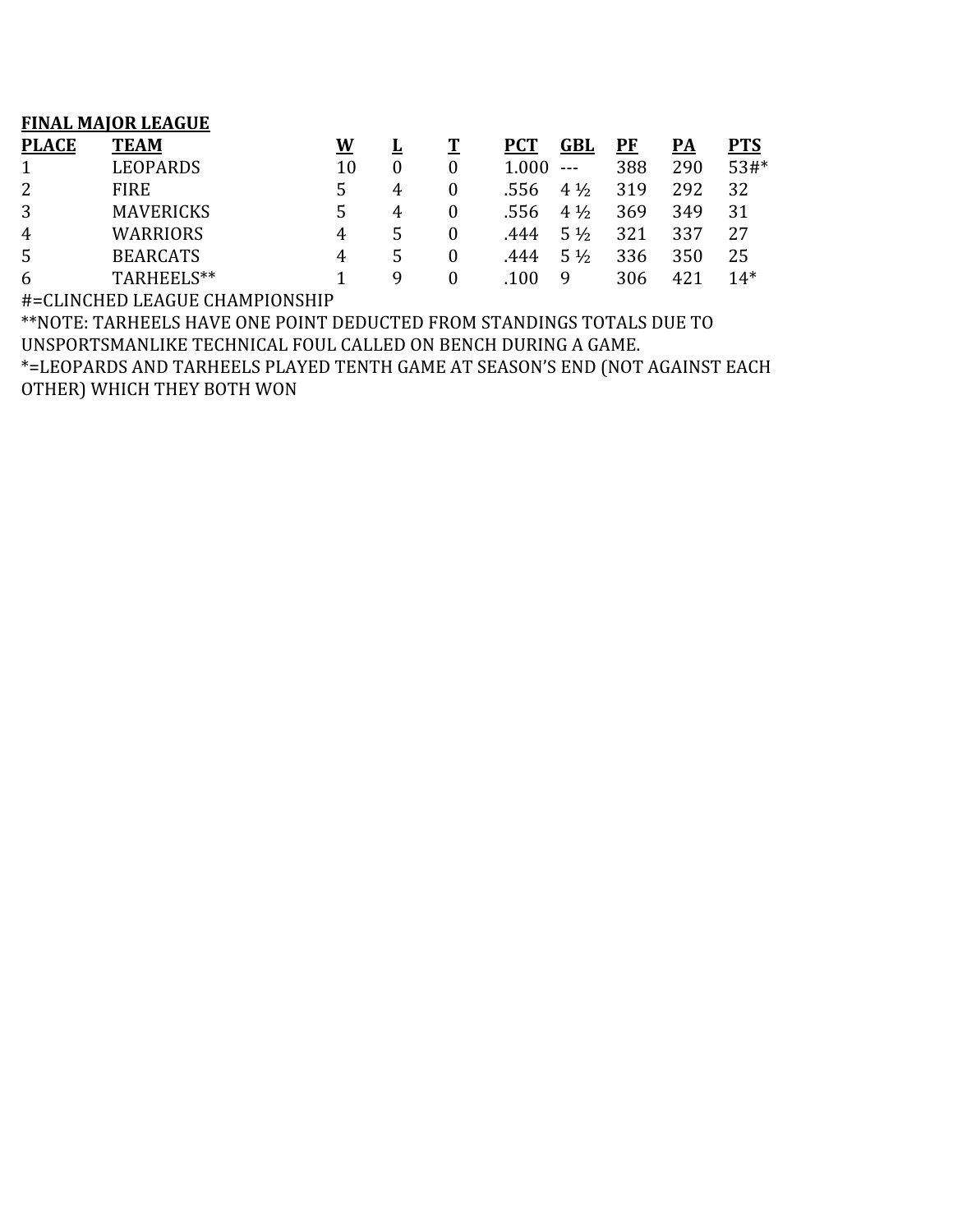**FINAL MAJOR LEAGUE**

| PLACE | TEAM | W | L | T | PCT | GBL | PF | PA | PTS |
|---|---|---|---|---|---|---|---|---|---|
| 1 | LEOPARDS | 10 | 0 | 0 | 1.000 | --- | 388 | 290 | 53#* |
| 2 | FIRE | 5 | 4 | 0 | .556 | 4 ½ | 319 | 292 | 32 |
| 3 | MAVERICKS | 5 | 4 | 0 | .556 | 4 ½ | 369 | 349 | 31 |
| 4 | WARRIORS | 4 | 5 | 0 | .444 | 5 ½ | 321 | 337 | 27 |
| 5 | BEARCATS | 4 | 5 | 0 | .444 | 5 ½ | 336 | 350 | 25 |
| 6 | TARHEELS** | 1 | 9 | 0 | .100 | 9 | 306 | 421 | 14* |

#=CLINCHED LEAGUE CHAMPIONSHIP

**NOTE: TARHEELS HAVE ONE POINT DEDUCTED FROM STANDINGS TOTALS DUE TO UNSPORTSMANLIKE TECHNICAL FOUL CALLED ON BENCH DURING A GAME.

*=LEOPARDS AND TARHEELS PLAYED TENTH GAME AT SEASON'S END (NOT AGAINST EACH OTHER) WHICH THEY BOTH WON